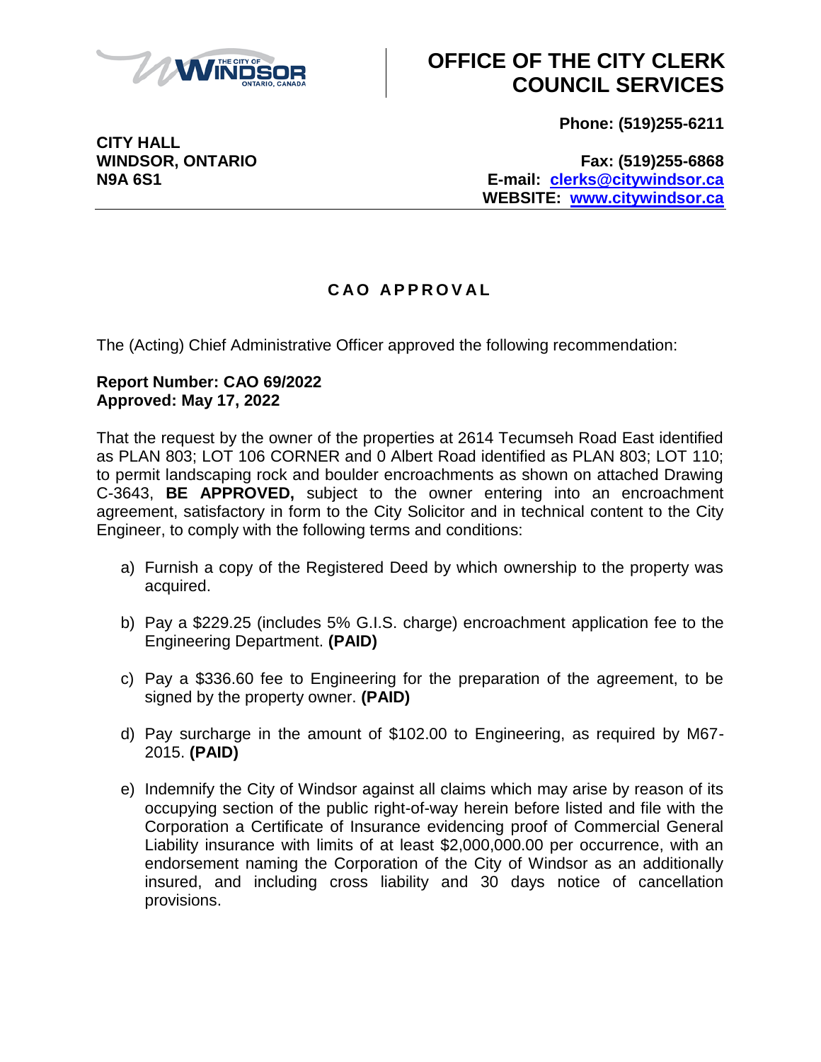# OFFICE OF THE CITY CLERK COUNCIL SERVICES

**Phone: (519)255-6211**

**CITY HALL**
**WINDSOR, ONTARIO**
**N9A 6S1**

**Fax: (519)255-6868**
**E-mail: clerks@citywindsor.ca**
**WEBSITE: www.citywindsor.ca**

## CAO APPROVAL

The (Acting) Chief Administrative Officer approved the following recommendation:

**Report Number: CAO 69/2022**
**Approved: May 17, 2022**

That the request by the owner of the properties at 2614 Tecumseh Road East identified as PLAN 803; LOT 106 CORNER and 0 Albert Road identified as PLAN 803; LOT 110; to permit landscaping rock and boulder encroachments as shown on attached Drawing C-3643, **BE APPROVED,** subject to the owner entering into an encroachment agreement, satisfactory in form to the City Solicitor and in technical content to the City Engineer, to comply with the following terms and conditions:

a) Furnish a copy of the Registered Deed by which ownership to the property was acquired.

b) Pay a $229.25 (includes 5% G.I.S. charge) encroachment application fee to the Engineering Department. **(PAID)**

c) Pay a $336.60 fee to Engineering for the preparation of the agreement, to be signed by the property owner. **(PAID)**

d) Pay surcharge in the amount of $102.00 to Engineering, as required by M67-2015. **(PAID)**

e) Indemnify the City of Windsor against all claims which may arise by reason of its occupying section of the public right-of-way herein before listed and file with the Corporation a Certificate of Insurance evidencing proof of Commercial General Liability insurance with limits of at least $2,000,000.00 per occurrence, with an endorsement naming the Corporation of the City of Windsor as an additionally insured, and including cross liability and 30 days notice of cancellation provisions.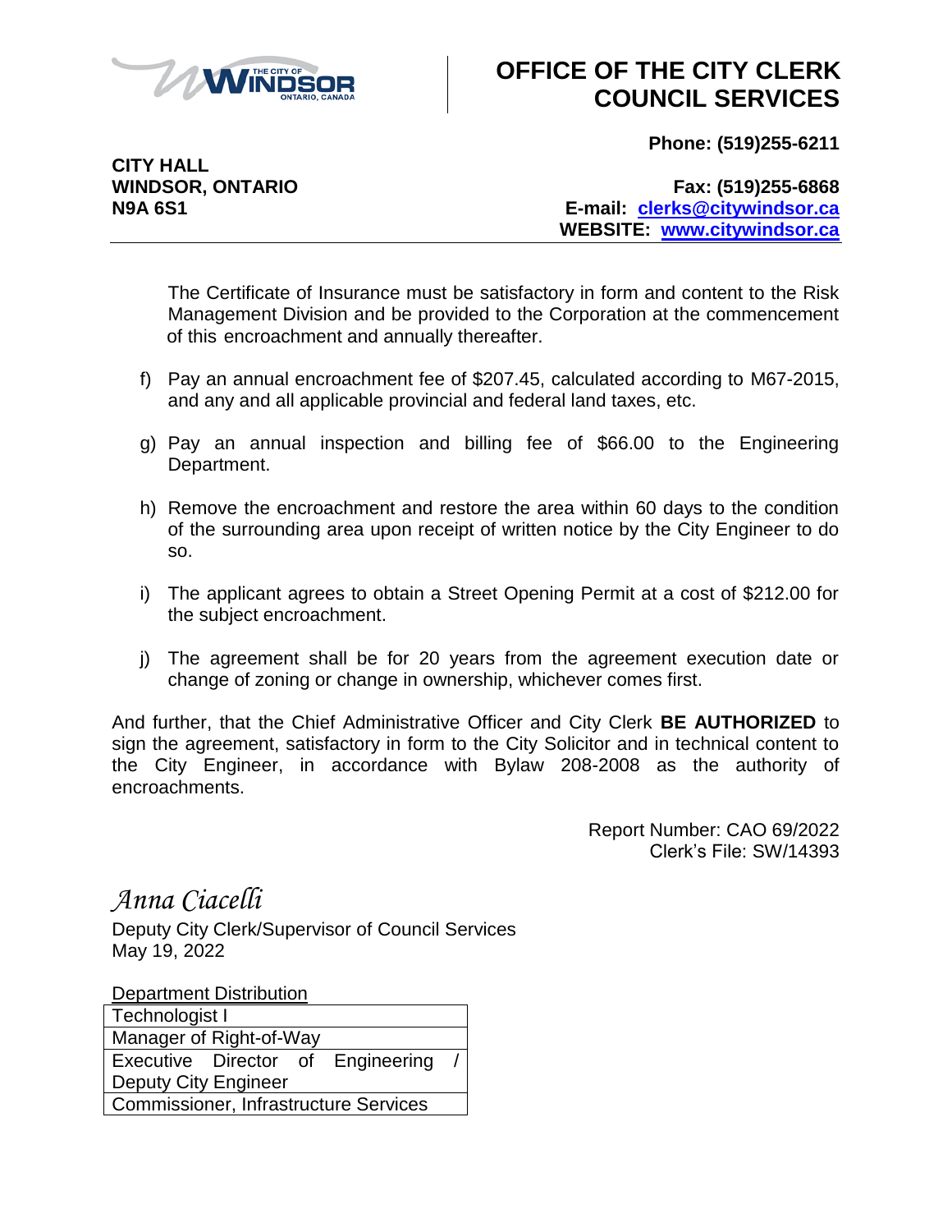# OFFICE OF THE CITY CLERK COUNCIL SERVICES

**CITY HALL**
**WINDSOR, ONTARIO**
**N9A 6S1**

**Phone: (519)255-6211**

**Fax: (519)255-6868**
**E-mail: clerks@citywindsor.ca**
**WEBSITE: www.citywindsor.ca**

---

The Certificate of Insurance must be satisfactory in form and content to the Risk Management Division and be provided to the Corporation at the commencement of this encroachment and annually thereafter.

f) Pay an annual encroachment fee of $207.45, calculated according to M67-2015, and any and all applicable provincial and federal land taxes, etc.

g) Pay an annual inspection and billing fee of $66.00 to the Engineering Department.

h) Remove the encroachment and restore the area within 60 days to the condition of the surrounding area upon receipt of written notice by the City Engineer to do so.

i) The applicant agrees to obtain a Street Opening Permit at a cost of $212.00 for the subject encroachment.

j) The agreement shall be for 20 years from the agreement execution date or change of zoning or change in ownership, whichever comes first.

And further, that the Chief Administrative Officer and City Clerk **BE AUTHORIZED** to sign the agreement, satisfactory in form to the City Solicitor and in technical content to the City Engineer, in accordance with Bylaw 208-2008 as the authority of encroachments.

Report Number: CAO 69/2022
Clerk's File: SW/14393

*Anna Ciacelli*
Deputy City Clerk/Supervisor of Council Services
May 19, 2022

| Department Distribution |
|---|
| Technologist I |
| Manager of Right-of-Way |
| Executive Director of Engineering / Deputy City Engineer |
| Commissioner, Infrastructure Services |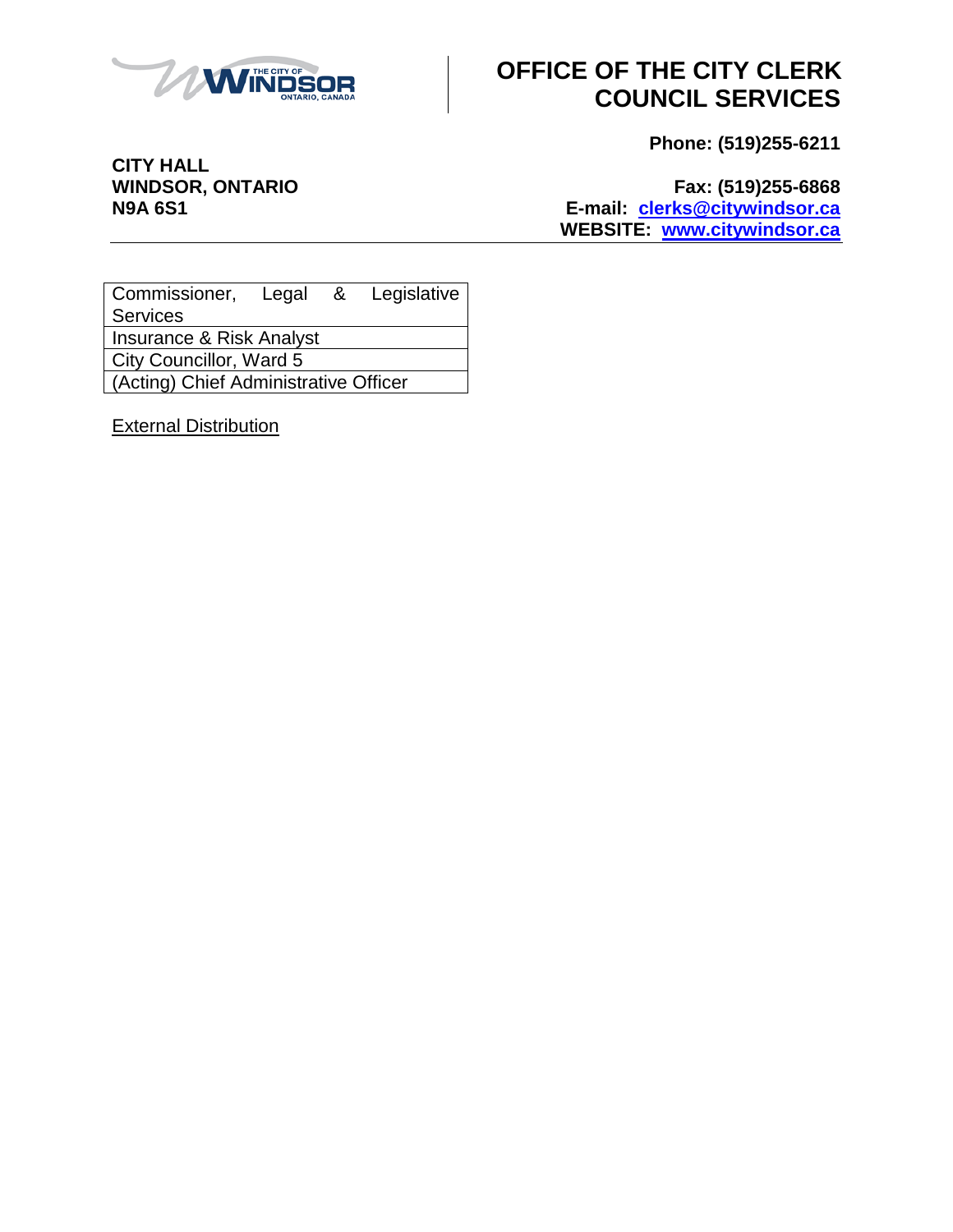# OFFICE OF THE CITY CLERK COUNCIL SERVICES

**CITY HALL**
**WINDSOR, ONTARIO**
**N9A 6S1**

**Phone: (519)255-6211**

**Fax: (519)255-6868**
**E-mail: clerks@citywindsor.ca**
**WEBSITE: www.citywindsor.ca**

| |
|---|
| Commissioner, Legal & Legislative Services |
| Insurance & Risk Analyst |
| City Councillor, Ward 5 |
| (Acting) Chief Administrative Officer |

External Distribution